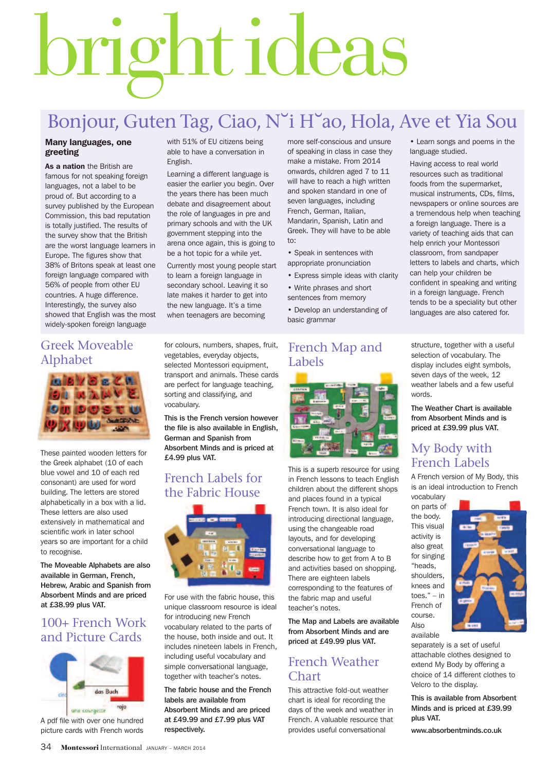# bright ideas

## Bonjour, Guten Tag, Ciao, Nˇi Hˇao, Hola, Ave et Yia Sou

**Many languages, one greeting**

**As a nation** the British are famous for not speaking foreign languages, not a label to be proud of. But according to a survey published by the European Commission, this bad reputation is totally justified. The results of the survey show that the British are the worst language learners in Europe. The figures show that 38% of Britons speak at least one foreign language compared with 56% of people from other EU countries. A huge difference. Interestingly, the survey also showed that English was the most widely-spoken foreign language with 51% of EU citizens being able to have a conversation in English.

Learning a different language is easier the earlier you begin. Over the years there has been much debate and disagreement about the role of languages in pre and primary schools and with the UK government stepping into the arena once again, this is going to be a hot topic for a while yet.

Currently most young people start to learn a foreign language in secondary school. Leaving it so late makes it harder to get into the new language. It's a time when teenagers are becoming more self-conscious and unsure of speaking in class in case they make a mistake. From 2014 onwards, children aged 7 to 11 will have to reach a high written and spoken standard in one of seven languages, including French, German, Italian, Mandarin, Spanish, Latin and Greek. They will have to be able to:

- Speak in sentences with appropriate pronunciation
- Express simple ideas with clarity
- Write phrases and short sentences from memory
- Develop an understanding of basic grammar
- Learn songs and poems in the language studied.

Having access to real world resources such as traditional foods from the supermarket, musical instruments, CDs, films, newspapers or online sources are a tremendous help when teaching a foreign language. There is a variety of teaching aids that can help enrich your Montessori classroom, from sandpaper letters to labels and charts, which can help your children be confident in speaking and writing in a foreign language. French tends to be a speciality but other languages are also catered for.

### Greek Moveable Alphabet

These painted wooden letters for the Greek alphabet (10 of each blue vowel and 10 of each red consonant) are used for word building. The letters are stored alphabetically in a box with a lid. These letters are also used extensively in mathematical and scientific work in later school years so are important for a child to recognise.

**The Moveable Alphabets are also available in German, French, Hebrew, Arabic and Spanish from Absorbent Minds and are priced at £38.99 plus VAT.**

### 100+ French Work and Picture Cards

A pdf file with over one hundred picture cards with French words for colours, numbers, shapes, fruit, vegetables, everyday objects, selected Montessori equipment, transport and animals. These cards are perfect for language teaching, sorting and classifying, and vocabulary.

**This is the French version however the file is also available in English, German and Spanish from Absorbent Minds and is priced at £4.99 plus VAT.**

### French Labels for the Fabric House

For use with the fabric house, this unique classroom resource is ideal for introducing new French vocabulary related to the parts of the house, both inside and out. It includes nineteen labels in French, including useful vocabulary and simple conversational language, together with teacher's notes.

**The fabric house and the French labels are available from Absorbent Minds and are priced at £49.99 and £7.99 plus VAT respectively.**

### French Map and Labels

This is a superb resource for using in French lessons to teach English children about the different shops and places found in a typical French town. It is also ideal for introducing directional language, using the changeable road layouts, and for developing conversational language to describe how to get from A to B and activities based on shopping. There are eighteen labels corresponding to the features of the fabric map and useful teacher's notes.

**The Map and Labels are available from Absorbent Minds and are priced at £49.99 plus VAT.**

### French Weather Chart

This attractive fold-out weather chart is ideal for recording the days of the week and weather in French. A valuable resource that provides useful conversational structure, together with a useful selection of vocabulary. The display includes eight symbols, seven days of the week, 12 weather labels and a few useful words.

**The Weather Chart is available from Absorbent Minds and is priced at £39.99 plus VAT.**

### My Body with French Labels

A French version of My Body, this is an ideal introduction to French vocabulary on parts of the body. This visual activity is also great for singing "heads, shoulders, knees and toes." – in French of course. Also available separately is a set of useful attachable clothes designed to extend My Body by offering a choice of 14 different clothes to Velcro to the display.

**This is available from Absorbent Minds and is priced at £39.99 plus VAT.**

**www.absorbentminds.co.uk**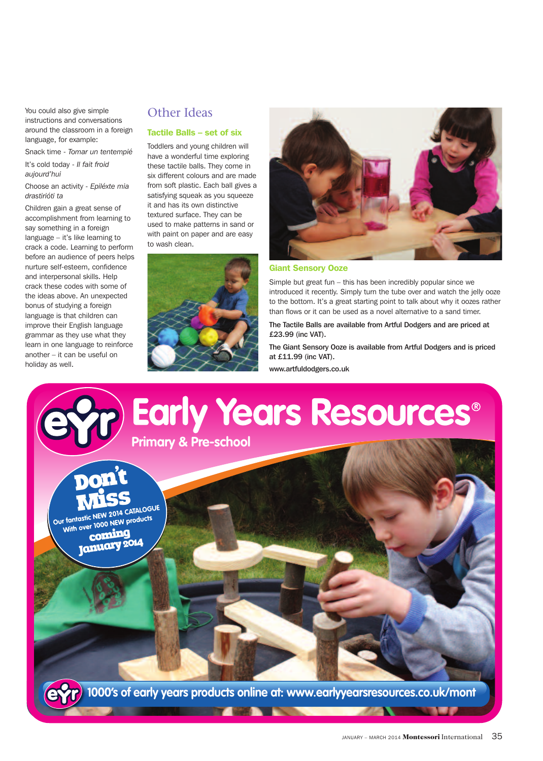You could also give simple instructions and conversations around the classroom in a foreign language, for example:

Snack time - *Tomar un tentempié*

It's cold today - *Il fait froid aujourd'hui*

Choose an activity - *Epiléxte mia drastirióti ta*

Children gain a great sense of accomplishment from learning to say something in a foreign language – it's like learning to crack a code. Learning to perform before an audience of peers helps nurture self-esteem, confidence and interpersonal skills. Help crack these codes with some of the ideas above. An unexpected bonus of studying a foreign language is that children can improve their English language grammar as they use what they learn in one language to reinforce another – it can be useful on holiday as well.

## Other Ideas

### Tactile Balls – set of six

Toddlers and young children will have a wonderful time exploring these tactile balls. They come in six different colours and are made from soft plastic. Each ball gives a satisfying squeak as you squeeze it and has its own distinctive textured surface. They can be used to make patterns in sand or with paint on paper and are easy to wash clean.

### Giant Sensory Ooze

Simple but great fun – this has been incredibly popular since we introduced it recently. Simply turn the tube over and watch the jelly ooze to the bottom. It's a great starting point to talk about why it oozes rather than flows or it can be used as a novel alternative to a sand timer.

**The Tactile Balls are available from Artful Dodgers and are priced at £23.99** (inc VAT).

**The Giant Sensory Ooze is available from Artful Dodgers and is priced at £11.99** (inc VAT).

www.artfuldodgers.co.uk

# Early Years Resources®

Primary & Pre-school

**Don't Miss**

Our fantastic NEW 2014 CATALOGUE
With over 1000 NEW products
coming January 2014

1000's of early years products online at: www.earlyyearsresources.co.uk/mont